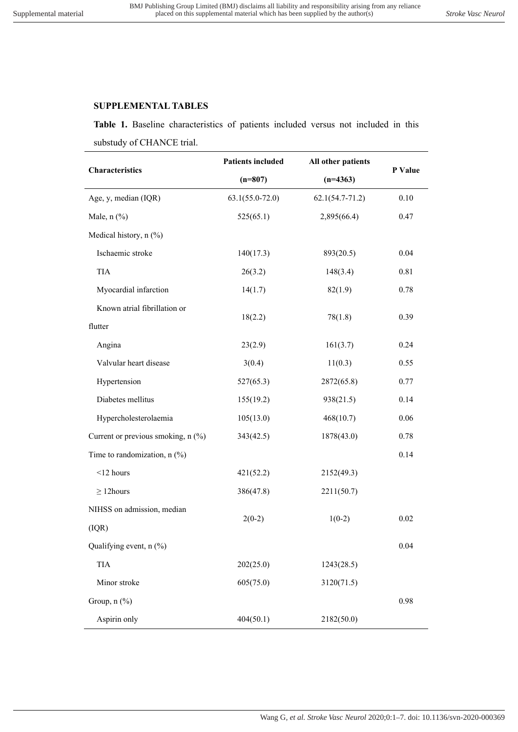## SUPPLEMENTAL TABLES

**Table 1.** Baseline characteristics of patients included versus not included in this substudy of CHANCE trial.

| Characteristics | Patients included (n=807) | All other patients (n=4363) | P Value |
|---|---|---|---|
| Age, y, median (IQR) | 63.1(55.0-72.0) | 62.1(54.7-71.2) | 0.10 |
| Male, n (%) | 525(65.1) | 2,895(66.4) | 0.47 |
| Medical history, n (%) | | | |
| Ischaemic stroke | 140(17.3) | 893(20.5) | 0.04 |
| TIA | 26(3.2) | 148(3.4) | 0.81 |
| Myocardial infarction | 14(1.7) | 82(1.9) | 0.78 |
| Known atrial fibrillation or flutter | 18(2.2) | 78(1.8) | 0.39 |
| Angina | 23(2.9) | 161(3.7) | 0.24 |
| Valvular heart disease | 3(0.4) | 11(0.3) | 0.55 |
| Hypertension | 527(65.3) | 2872(65.8) | 0.77 |
| Diabetes mellitus | 155(19.2) | 938(21.5) | 0.14 |
| Hypercholesterolaemia | 105(13.0) | 468(10.7) | 0.06 |
| Current or previous smoking, n (%) | 343(42.5) | 1878(43.0) | 0.78 |
| Time to randomization, n (%) | | | 0.14 |
| <12 hours | 421(52.2) | 2152(49.3) | |
| ≥ 12hours | 386(47.8) | 2211(50.7) | |
| NIHSS on admission, median (IQR) | 2(0-2) | 1(0-2) | 0.02 |
| Qualifying event, n (%) | | | 0.04 |
| TIA | 202(25.0) | 1243(28.5) | |
| Minor stroke | 605(75.0) | 3120(71.5) | |
| Group, n (%) | | | 0.98 |
| Aspirin only | 404(50.1) | 2182(50.0) | |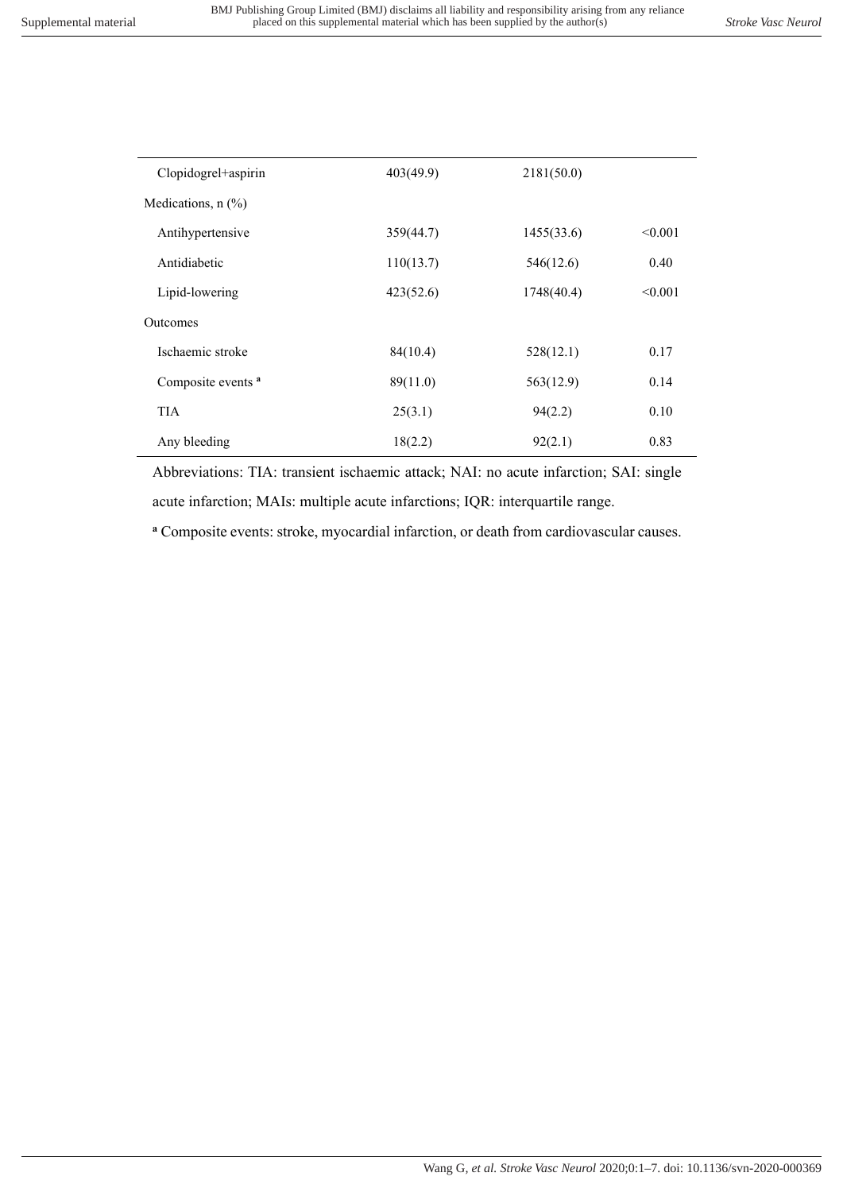| | | | |
|---|---|---|---|
| Clopidogrel+aspirin | 403(49.9) | 2181(50.0) | |
| Medications, n (%) | | | |
| Antihypertensive | 359(44.7) | 1455(33.6) | <0.001 |
| Antidiabetic | 110(13.7) | 546(12.6) | 0.40 |
| Lipid-lowering | 423(52.6) | 1748(40.4) | <0.001 |
| Outcomes | | | |
| Ischaemic stroke | 84(10.4) | 528(12.1) | 0.17 |
| Composite events [a] | 89(11.0) | 563(12.9) | 0.14 |
| TIA | 25(3.1) | 94(2.2) | 0.10 |
| Any bleeding | 18(2.2) | 92(2.1) | 0.83 |

Abbreviations: TIA: transient ischaemic attack; NAI: no acute infarction; SAI: single acute infarction; MAIs: multiple acute infarctions; IQR: interquartile range.

[a] Composite events: stroke, myocardial infarction, or death from cardiovascular causes.